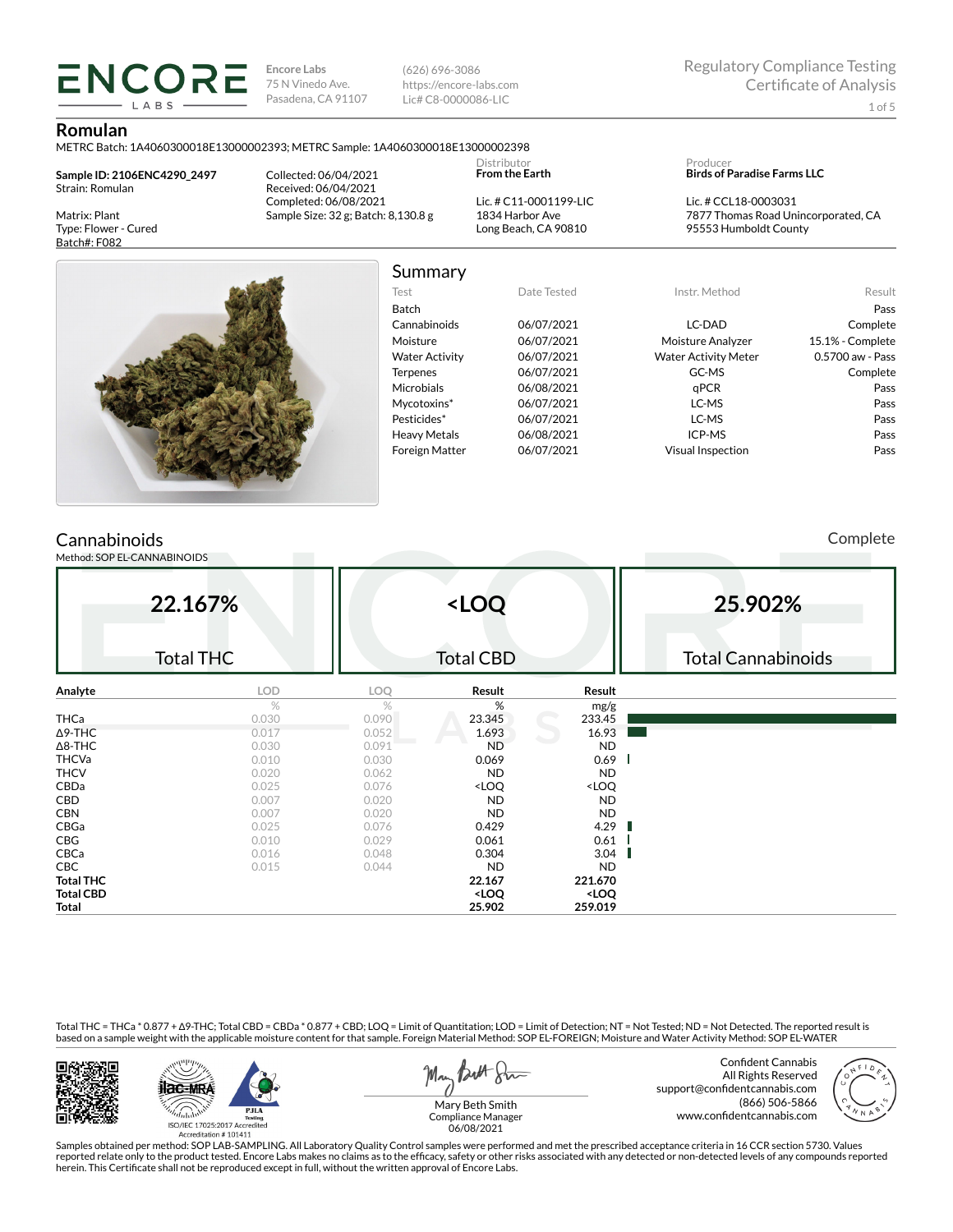**Encore Labs**
75 N Vinedo Ave.
Pasadena, CA 91107

(626) 696-3086
https://encore-labs.com
Lic# C8-0000086-LIC

Regulatory Compliance Testing
Certificate of Analysis

# Romulan

METRC Batch: 1A4060300018E13000002393; METRC Sample: 1A4060300018E13000002398

**Sample ID: 2106ENC4290_2497**
Strain: Romulan

Matrix: Plant
Type: Flower - Cured
Batch#: F082

Collected: 06/04/2021
Received: 06/04/2021
Completed: 06/08/2021
Sample Size: 32 g; Batch: 8,130.8 g

Distributor
**From the Earth**

Lic. # C11-0001199-LIC
1834 Harbor Ave
Long Beach, CA 90810

Producer
**Birds of Paradise Farms LLC**

Lic. # CCL18-0003031
7877 Thomas Road Unincorporated, CA
95553 Humboldt County

## Summary

| Test | Date Tested | Instr. Method | Result |
|---|---|---|---|
| Batch | | | Pass |
| Cannabinoids | 06/07/2021 | LC-DAD | Complete |
| Moisture | 06/07/2021 | Moisture Analyzer | 15.1% - Complete |
| Water Activity | 06/07/2021 | Water Activity Meter | 0.5700 aw - Pass |
| Terpenes | 06/07/2021 | GC-MS | Complete |
| Microbials | 06/08/2021 | qPCR | Pass |
| Mycotoxins* | 06/07/2021 | LC-MS | Pass |
| Pesticides* | 06/07/2021 | LC-MS | Pass |
| Heavy Metals | 06/08/2021 | ICP-MS | Pass |
| Foreign Matter | 06/07/2021 | Visual Inspection | Pass |

## Cannabinoids

Complete

Method: SOP EL-CANNABINOIDS

| 22.167% | <LOQ | 25.902% |
|---|---|---|
| Total THC | Total CBD | Total Cannabinoids |

| Analyte | LOD | LOQ | Result | Result |
|---|---|---|---|---|
| | % | % | % | mg/g |
| THCa | 0.030 | 0.090 | 23.345 | 233.45 |
| Δ9-THC | 0.017 | 0.052 | 1.693 | 16.93 |
| Δ8-THC | 0.030 | 0.091 | ND | ND |
| THCVa | 0.010 | 0.030 | 0.069 | 0.69 |
| THCV | 0.020 | 0.062 | ND | ND |
| CBDa | 0.025 | 0.076 | <LOQ | <LOQ |
| CBD | 0.007 | 0.020 | ND | ND |
| CBN | 0.007 | 0.020 | ND | ND |
| CBGa | 0.025 | 0.076 | 0.429 | 4.29 |
| CBG | 0.010 | 0.029 | 0.061 | 0.61 |
| CBCa | 0.016 | 0.048 | 0.304 | 3.04 |
| CBC | 0.015 | 0.044 | ND | ND |
| **Total THC** | | | **22.167** | **221.670** |
| **Total CBD** | | | **<LOQ** | **<LOQ** |
| **Total** | | | **25.902** | **259.019** |

Total THC = THCa * 0.877 + Δ9-THC; Total CBD = CBDa * 0.877 + CBD; LOQ = Limit of Quantitation; LOD = Limit of Detection; NT = Not Tested; ND = Not Detected. The reported result is based on a sample weight with the applicable moisture content for that sample. Foreign Material Method: SOP EL-FOREIGN; Moisture and Water Activity Method: SOP EL-WATER

ISO/IEC 17025:2017 Accredited
Accreditation # 101411

Mary Beth Smith
Compliance Manager
06/08/2021

Confident Cannabis
All Rights Reserved
support@confidentcannabis.com
(866) 506-5866
www.confidentcannabis.com

Samples obtained per method: SOP LAB-SAMPLING. All Laboratory Quality Control samples were performed and met the prescribed acceptance criteria in 16 CCR section 5730. Values reported relate only to the product tested. Encore Labs makes no claims as to the efficacy, safety or other risks associated with any detected or non-detected levels of any compounds reported herein. This Certificate shall not be reproduced except in full, without the written approval of Encore Labs.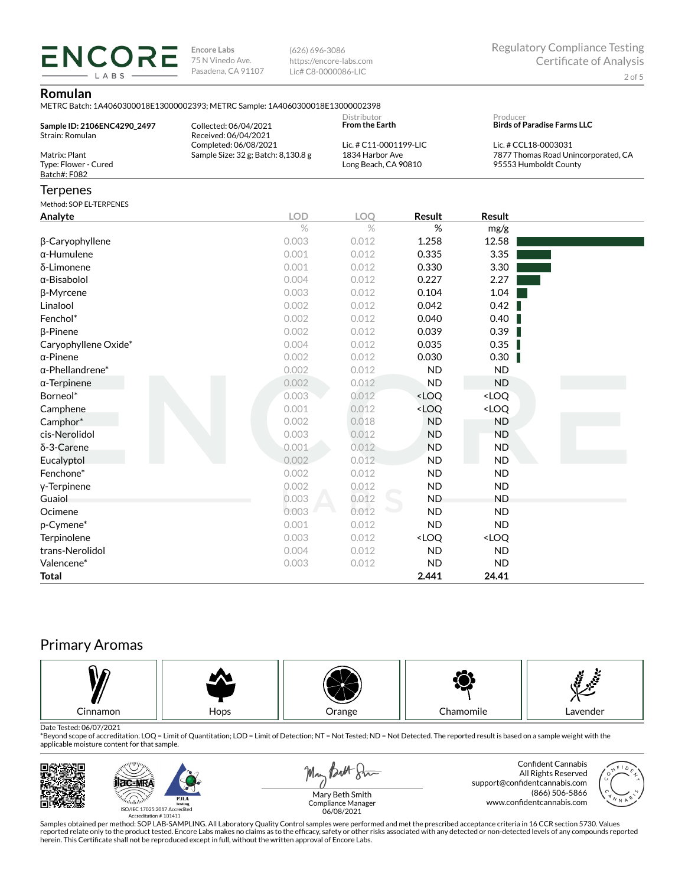**Encore Labs**
75 N Vinedo Ave.
Pasadena, CA 91107

(626) 696-3086
https://encore-labs.com
Lic# C8-0000086-LIC

Regulatory Compliance Testing
Certificate of Analysis

## Romulan

METRC Batch: 1A4060300018E13000002393; METRC Sample: 1A4060300018E13000002398

**Sample ID: 2106ENC4290_2497**
Strain: Romulan

Matrix: Plant
Type: Flower - Cured
Batch#: F082

Collected: 06/04/2021
Received: 06/04/2021
Completed: 06/08/2021
Sample Size: 32 g; Batch: 8,130.8 g

Distributor
**From the Earth**

Lic. # C11-0001199-LIC
1834 Harbor Ave
Long Beach, CA 90810

Producer
**Birds of Paradise Farms LLC**

Lic. # CCL18-0003031
7877 Thomas Road Unincorporated, CA
95553 Humboldt County

## Terpenes

Method: SOP EL-TERPENES

| Analyte | LOD | LOQ | Result | Result |
|---|---|---|---|---|
| | % | % | % | mg/g |
| β-Caryophyllene | 0.003 | 0.012 | 1.258 | 12.58 |
| α-Humulene | 0.001 | 0.012 | 0.335 | 3.35 |
| δ-Limonene | 0.001 | 0.012 | 0.330 | 3.30 |
| α-Bisabolol | 0.004 | 0.012 | 0.227 | 2.27 |
| β-Myrcene | 0.003 | 0.012 | 0.104 | 1.04 |
| Linalool | 0.002 | 0.012 | 0.042 | 0.42 |
| Fenchol* | 0.002 | 0.012 | 0.040 | 0.40 |
| β-Pinene | 0.002 | 0.012 | 0.039 | 0.39 |
| Caryophyllene Oxide* | 0.004 | 0.012 | 0.035 | 0.35 |
| α-Pinene | 0.002 | 0.012 | 0.030 | 0.30 |
| α-Phellandrene* | 0.002 | 0.012 | ND | ND |
| α-Terpinene | 0.002 | 0.012 | ND | ND |
| Borneol* | 0.003 | 0.012 | <LOQ | <LOQ |
| Camphene | 0.001 | 0.012 | <LOQ | <LOQ |
| Camphor* | 0.002 | 0.018 | ND | ND |
| cis-Nerolidol | 0.003 | 0.012 | ND | ND |
| δ-3-Carene | 0.001 | 0.012 | ND | ND |
| Eucalyptol | 0.002 | 0.012 | ND | ND |
| Fenchone* | 0.002 | 0.012 | ND | ND |
| γ-Terpinene | 0.002 | 0.012 | ND | ND |
| Guaiol | 0.003 | 0.012 | ND | ND |
| Ocimene | 0.003 | 0.012 | ND | ND |
| p-Cymene* | 0.001 | 0.012 | ND | ND |
| Terpinolene | 0.003 | 0.012 | <LOQ | <LOQ |
| trans-Nerolidol | 0.004 | 0.012 | ND | ND |
| Valencene* | 0.003 | 0.012 | ND | ND |
| **Total** | | | **2.441** | **24.41** |

## Primary Aromas

Cinnamon | Hops | Orange | Chamomile | Lavender

Date Tested: 06/07/2021
*Beyond scope of accreditation. LOQ = Limit of Quantitation; LOD = Limit of Detection; NT = Not Tested; ND = Not Detected. The reported result is based on a sample weight with the applicable moisture content for that sample.

ISO/IEC 17025:2017 Accredited
Accreditation # 101411

Mary Beth Smith
Compliance Manager
06/08/2021

Confident Cannabis
All Rights Reserved
support@confidentcannabis.com
(866) 506-5866
www.confidentcannabis.com

Samples obtained per method: SOP LAB-SAMPLING. All Laboratory Quality Control samples were performed and met the prescribed acceptance criteria in 16 CCR section 5730. Values reported relate only to the product tested. Encore Labs makes no claims as to the efficacy, safety or other risks associated with any detected or non-detected levels of any compounds reported herein. This Certificate shall not be reproduced except in full, without the written approval of Encore Labs.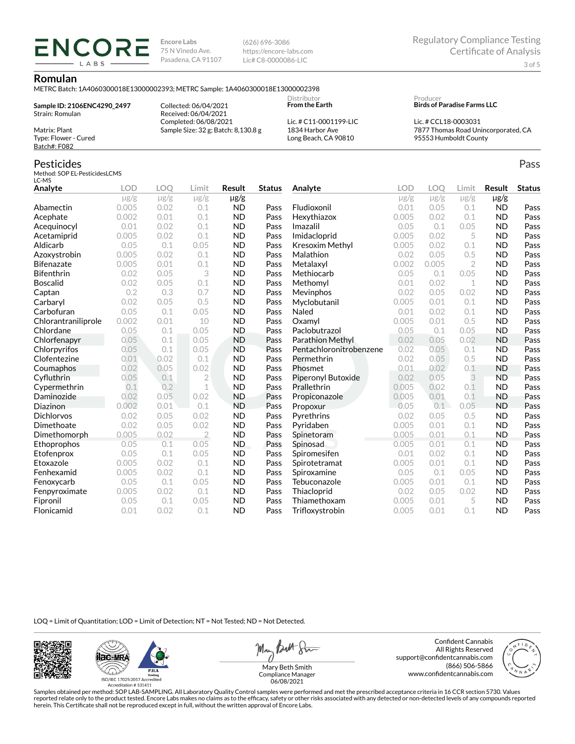**ENCORE LABS**

Encore Labs
75 N Vinedo Ave.
Pasadena, CA 91107

(626) 696-3086
https://encore-labs.com
Lic# C8-0000086-LIC

Regulatory Compliance Testing
Certificate of Analysis

## Romulan

METRC Batch: 1A4060300018E13000002393; METRC Sample: 1A4060300018E13000002398

**Sample ID: 2106ENC4290_2497**
Strain: Romulan

Matrix: Plant
Type: Flower - Cured
Batch#: F082

Collected: 06/04/2021
Received: 06/04/2021
Completed: 06/08/2021
Sample Size: 32 g; Batch: 8,130.8 g

Distributor
**From the Earth**

Lic. # C11-0001199-LIC
1834 Harbor Ave
Long Beach, CA 90810

Producer
**Birds of Paradise Farms LLC**

Lic. # CCL18-0003031
7877 Thomas Road Unincorporated, CA
95553 Humboldt County

## Pesticides

Pass

Method: SOP EL-PesticidesLCMS
LC-MS

| Analyte | LOD | LOQ | Limit | Result | Status |
|---|---|---|---|---|---|
| | μg/g | μg/g | μg/g | μg/g | |
| Abamectin | 0.005 | 0.02 | 0.1 | ND | Pass |
| Acephate | 0.002 | 0.01 | 0.1 | ND | Pass |
| Acequinocyl | 0.01 | 0.02 | 0.1 | ND | Pass |
| Acetamiprid | 0.005 | 0.02 | 0.1 | ND | Pass |
| Aldicarb | 0.05 | 0.1 | 0.05 | ND | Pass |
| Azoxystrobin | 0.005 | 0.02 | 0.1 | ND | Pass |
| Bifenazate | 0.005 | 0.01 | 0.1 | ND | Pass |
| Bifenthrin | 0.02 | 0.05 | 3 | ND | Pass |
| Boscalid | 0.02 | 0.05 | 0.1 | ND | Pass |
| Captan | 0.2 | 0.3 | 0.7 | ND | Pass |
| Carbaryl | 0.02 | 0.05 | 0.5 | ND | Pass |
| Carbofuran | 0.05 | 0.1 | 0.05 | ND | Pass |
| Chlorantraniliprole | 0.002 | 0.01 | 10 | ND | Pass |
| Chlordane | 0.05 | 0.1 | 0.05 | ND | Pass |
| Chlorfenapyr | 0.05 | 0.1 | 0.05 | ND | Pass |
| Chlorpyrifos | 0.05 | 0.1 | 0.05 | ND | Pass |
| Clofentezine | 0.01 | 0.02 | 0.1 | ND | Pass |
| Coumaphos | 0.02 | 0.05 | 0.02 | ND | Pass |
| Cyfluthrin | 0.05 | 0.1 | 2 | ND | Pass |
| Cypermethrin | 0.1 | 0.2 | 1 | ND | Pass |
| Daminozide | 0.02 | 0.05 | 0.02 | ND | Pass |
| Diazinon | 0.002 | 0.01 | 0.1 | ND | Pass |
| Dichlorvos | 0.02 | 0.05 | 0.02 | ND | Pass |
| Dimethoate | 0.02 | 0.05 | 0.02 | ND | Pass |
| Dimethomorph | 0.005 | 0.02 | 2 | ND | Pass |
| Ethoprophos | 0.05 | 0.1 | 0.05 | ND | Pass |
| Etofenprox | 0.05 | 0.1 | 0.05 | ND | Pass |
| Etoxazole | 0.005 | 0.02 | 0.1 | ND | Pass |
| Fenhexamid | 0.005 | 0.02 | 0.1 | ND | Pass |
| Fenoxycarb | 0.05 | 0.1 | 0.05 | ND | Pass |
| Fenpyroximate | 0.005 | 0.02 | 0.1 | ND | Pass |
| Fipronil | 0.05 | 0.1 | 0.05 | ND | Pass |
| Flonicamid | 0.01 | 0.02 | 0.1 | ND | Pass |
| Fludioxonil | 0.01 | 0.05 | 0.1 | ND | Pass |
| Hexythiazox | 0.005 | 0.02 | 0.1 | ND | Pass |
| Imazalil | 0.05 | 0.1 | 0.05 | ND | Pass |
| Imidacloprid | 0.005 | 0.02 | 5 | ND | Pass |
| Kresoxim Methyl | 0.005 | 0.02 | 0.1 | ND | Pass |
| Malathion | 0.02 | 0.05 | 0.5 | ND | Pass |
| Metalaxyl | 0.002 | 0.005 | 2 | ND | Pass |
| Methiocarb | 0.05 | 0.1 | 0.05 | ND | Pass |
| Methomyl | 0.01 | 0.02 | 1 | ND | Pass |
| Mevinphos | 0.02 | 0.05 | 0.02 | ND | Pass |
| Myclobutanil | 0.005 | 0.01 | 0.1 | ND | Pass |
| Naled | 0.01 | 0.02 | 0.1 | ND | Pass |
| Oxamyl | 0.005 | 0.01 | 0.5 | ND | Pass |
| Paclobutrazol | 0.05 | 0.1 | 0.05 | ND | Pass |
| Parathion Methyl | 0.02 | 0.05 | 0.02 | ND | Pass |
| Pentachloronitrobenzene | 0.02 | 0.05 | 0.1 | ND | Pass |
| Permethrin | 0.02 | 0.05 | 0.5 | ND | Pass |
| Phosmet | 0.01 | 0.02 | 0.1 | ND | Pass |
| Piperonyl Butoxide | 0.02 | 0.05 | 3 | ND | Pass |
| Prallethrin | 0.005 | 0.02 | 0.1 | ND | Pass |
| Propiconazole | 0.005 | 0.01 | 0.1 | ND | Pass |
| Propoxur | 0.05 | 0.1 | 0.05 | ND | Pass |
| Pyrethrins | 0.02 | 0.05 | 0.5 | ND | Pass |
| Pyridaben | 0.005 | 0.01 | 0.1 | ND | Pass |
| Spinetoram | 0.005 | 0.01 | 0.1 | ND | Pass |
| Spinosad | 0.005 | 0.01 | 0.1 | ND | Pass |
| Spiromesifen | 0.01 | 0.02 | 0.1 | ND | Pass |
| Spirotetramat | 0.005 | 0.01 | 0.1 | ND | Pass |
| Spiroxamine | 0.05 | 0.1 | 0.05 | ND | Pass |
| Tebuconazole | 0.005 | 0.01 | 0.1 | ND | Pass |
| Thiacloprid | 0.02 | 0.05 | 0.02 | ND | Pass |
| Thiamethoxam | 0.005 | 0.01 | 5 | ND | Pass |
| Trifloxystrobin | 0.005 | 0.01 | 0.1 | ND | Pass |

LOQ = Limit of Quantitation; LOD = Limit of Detection; NT = Not Tested; ND = Not Detected.

ISO/IEC 17025:2017 Accredited
Accreditation # 101411

Mary Beth Smith
Compliance Manager
06/08/2021

Confident Cannabis
All Rights Reserved
support@confidentcannabis.com
(866) 506-5866
www.confidentcannabis.com

Samples obtained per method: SOP LAB-SAMPLING. All Laboratory Quality Control samples were performed and met the prescribed acceptance criteria in 16 CCR section 5730. Values reported relate only to the product tested. Encore Labs makes no claims as to the efficacy, safety or other risks associated with any detected or non-detected levels of any compounds reported herein. This Certificate shall not be reproduced except in full, without the written approval of Encore Labs.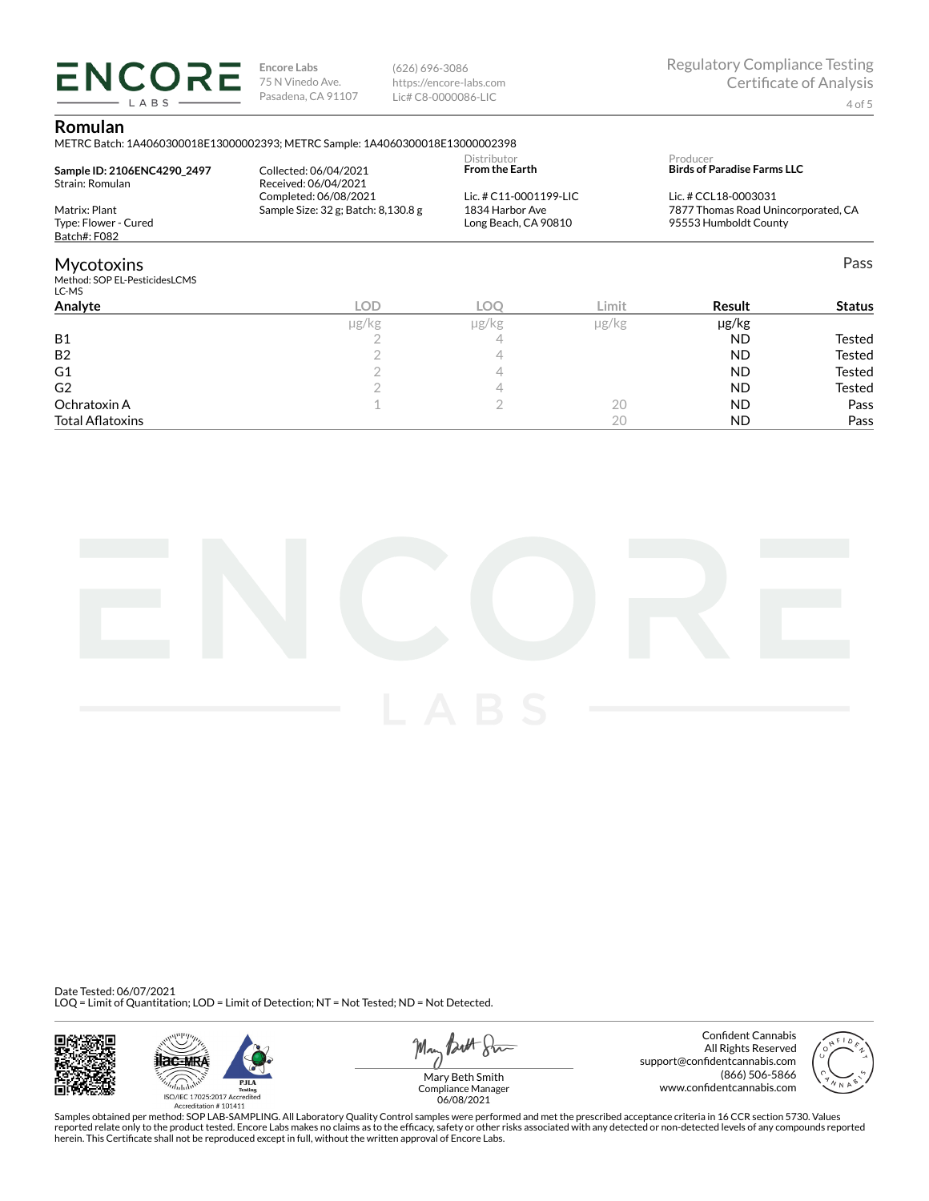**Encore Labs**
75 N Vinedo Ave.
Pasadena, CA 91107

(626) 696-3086
https://encore-labs.com
Lic# C8-0000086-LIC

Regulatory Compliance Testing
Certificate of Analysis

## Romulan

METRC Batch: 1A4060300018E13000002393; METRC Sample: 1A4060300018E13000002398

**Sample ID: 2106ENC4290_2497**
Strain: Romulan

Matrix: Plant
Type: Flower - Cured
Batch#: F082

Collected: 06/04/2021
Received: 06/04/2021
Completed: 06/08/2021
Sample Size: 32 g; Batch: 8,130.8 g

Distributor
**From the Earth**
Lic. # C11-0001199-LIC
1834 Harbor Ave
Long Beach, CA 90810

Producer
**Birds of Paradise Farms LLC**
Lic. # CCL18-0003031
7877 Thomas Road Unincorporated, CA
95553 Humboldt County

## Mycotoxins

Pass

Method: SOP EL-PesticidesLCMS
LC-MS

| Analyte | LOD | LOQ | Limit | Result | Status |
|---|---|---|---|---|---|
| | µg/kg | µg/kg | µg/kg | µg/kg | |
| B1 | 2 | 4 | | ND | Tested |
| B2 | 2 | 4 | | ND | Tested |
| G1 | 2 | 4 | | ND | Tested |
| G2 | 2 | 4 | | ND | Tested |
| Ochratoxin A | 1 | 2 | 20 | ND | Pass |
| Total Aflatoxins | | | 20 | ND | Pass |

Date Tested: 06/07/2021
LOQ = Limit of Quantitation; LOD = Limit of Detection; NT = Not Tested; ND = Not Detected.

ISO/IEC 17025:2017 Accredited
Accreditation # 101411

Mary Beth Smith
Compliance Manager
06/08/2021

Confident Cannabis
All Rights Reserved
support@confidentcannabis.com
(866) 506-5866
www.confidentcannabis.com

Samples obtained per method: SOP LAB-SAMPLING. All Laboratory Quality Control samples were performed and met the prescribed acceptance criteria in 16 CCR section 5730. Values reported relate only to the product tested. Encore Labs makes no claims as to the efficacy, safety or other risks associated with any detected or non-detected levels of any compounds reported herein. This Certificate shall not be reproduced except in full, without the written approval of Encore Labs.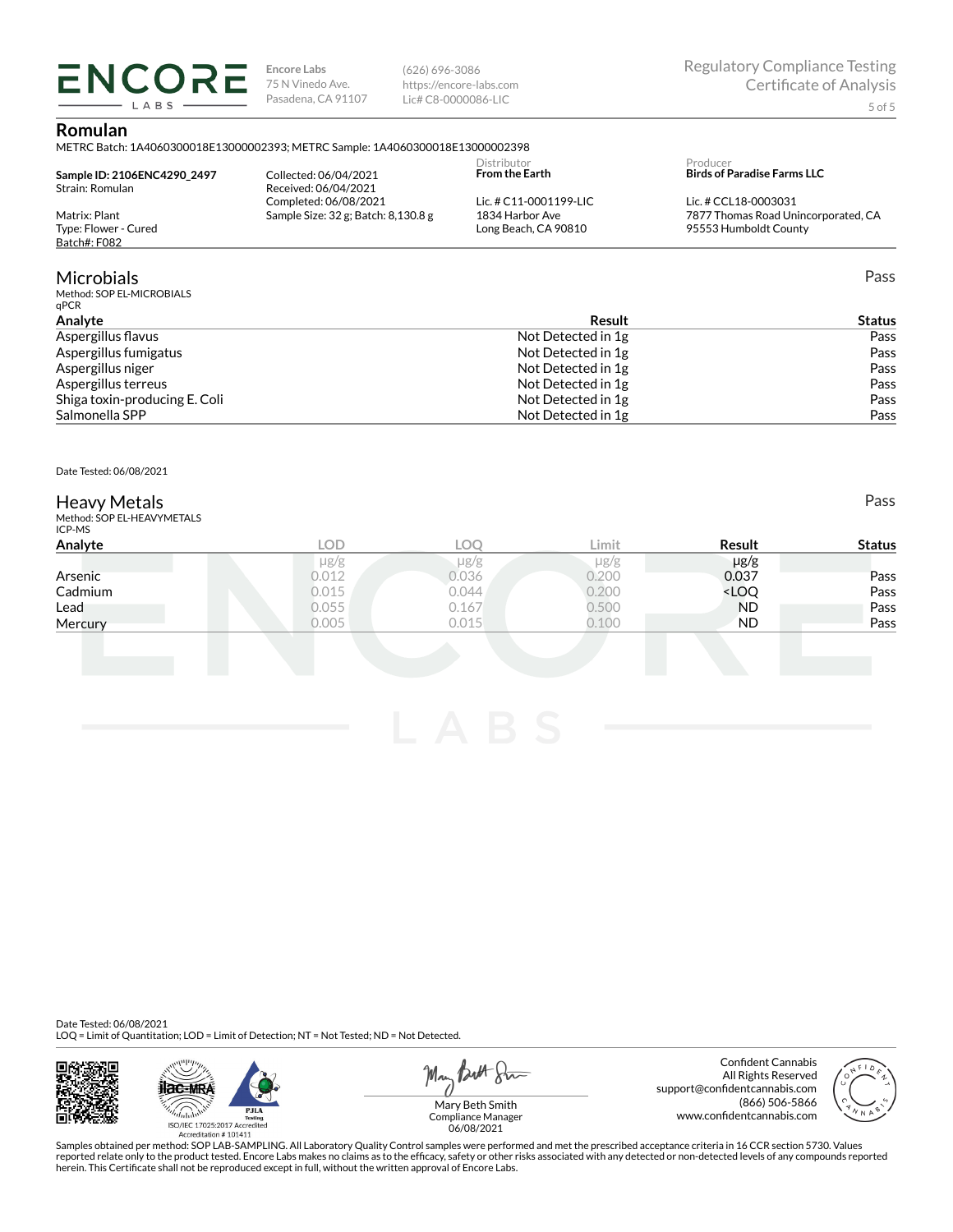ENCORE LABS

Encore Labs
75 N Vinedo Ave.
Pasadena, CA 91107

(626) 696-3086
https://encore-labs.com
Lic# C8-0000086-LIC

Regulatory Compliance Testing
Certificate of Analysis

## Romulan

METRC Batch: 1A4060300018E13000002393; METRC Sample: 1A4060300018E13000002398

**Sample ID: 2106ENC4290_2497**
Strain: Romulan

Matrix: Plant
Type: Flower - Cured
Batch#: F082

Collected: 06/04/2021
Received: 06/04/2021
Completed: 06/08/2021
Sample Size: 32 g; Batch: 8,130.8 g

Distributor
**From the Earth**

Lic. # C11-0001199-LIC
1834 Harbor Ave
Long Beach, CA 90810

Producer
**Birds of Paradise Farms LLC**

Lic. # CCL18-0003031
7877 Thomas Road Unincorporated, CA
95553 Humboldt County

## Microbials

Pass

Method: SOP EL-MICROBIALS
qPCR

| Analyte | Result | Status |
|---|---|---|
| Aspergillus flavus | Not Detected in 1g | Pass |
| Aspergillus fumigatus | Not Detected in 1g | Pass |
| Aspergillus niger | Not Detected in 1g | Pass |
| Aspergillus terreus | Not Detected in 1g | Pass |
| Shiga toxin-producing E. Coli | Not Detected in 1g | Pass |
| Salmonella SPP | Not Detected in 1g | Pass |

Date Tested: 06/08/2021

## Heavy Metals

Pass

Method: SOP EL-HEAVYMETALS
ICP-MS

| Analyte | LOD | LOQ | Limit | Result | Status |
|---|---|---|---|---|---|
| | μg/g | μg/g | μg/g | μg/g | |
| Arsenic | 0.012 | 0.036 | 0.200 | 0.037 | Pass |
| Cadmium | 0.015 | 0.044 | 0.200 | <LOQ | Pass |
| Lead | 0.055 | 0.167 | 0.500 | ND | Pass |
| Mercury | 0.005 | 0.015 | 0.100 | ND | Pass |

Date Tested: 06/08/2021
LOQ = Limit of Quantitation; LOD = Limit of Detection; NT = Not Tested; ND = Not Detected.

ISO/IEC 17025:2017 Accredited
Accreditation # 101411

Mary Beth Smith
Compliance Manager
06/08/2021

Confident Cannabis
All Rights Reserved
support@confidentcannabis.com
(866) 506-5866
www.confidentcannabis.com

Samples obtained per method: SOP LAB-SAMPLING. All Laboratory Quality Control samples were performed and met the prescribed acceptance criteria in 16 CCR section 5730. Values reported relate only to the product tested. Encore Labs makes no claims as to the efficacy, safety or other risks associated with any detected or non-detected levels of any compounds reported herein. This Certificate shall not be reproduced except in full, without the written approval of Encore Labs.